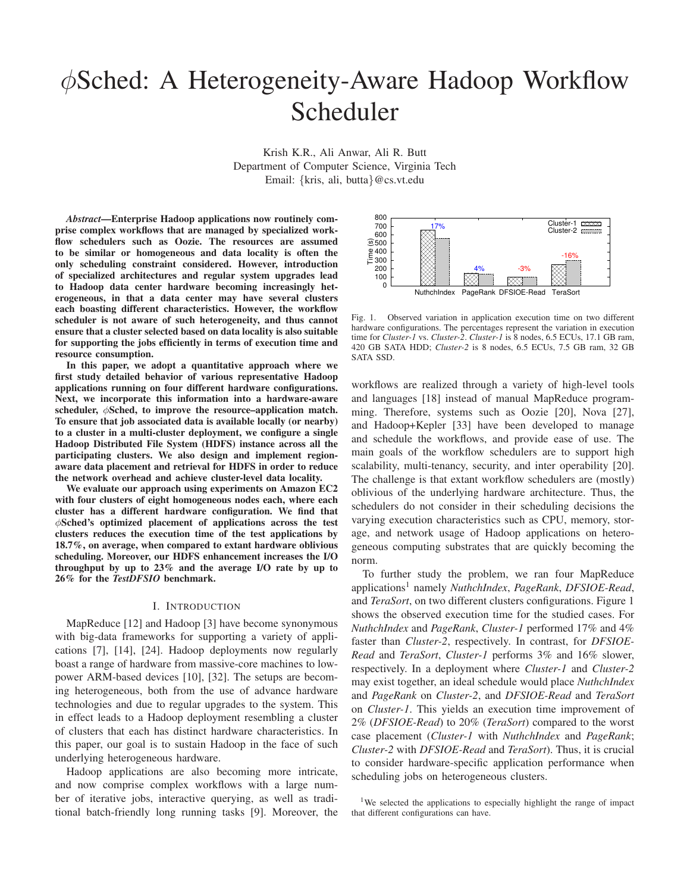# $\phi$Sched: A Heterogeneity-Aware Hadoop Workflow Scheduler

Krish K.R., Ali Anwar, Ali R. Butt
Department of Computer Science, Virginia Tech
Email: {kris, ali, butta}@cs.vt.edu

***Abstract*—Enterprise Hadoop applications now routinely comprise complex workflows that are managed by specialized workflow schedulers such as Oozie. The resources are assumed to be similar or homogeneous and data locality is often the only scheduling constraint considered. However, introduction of specialized architectures and regular system upgrades lead to Hadoop data center hardware becoming increasingly heterogeneous, in that a data center may have several clusters each boasting different characteristics. However, the workflow scheduler is not aware of such heterogeneity, and thus cannot ensure that a cluster selected based on data locality is also suitable for supporting the jobs efficiently in terms of execution time and resource consumption.**

**In this paper, we adopt a quantitative approach where we first study detailed behavior of various representative Hadoop applications running on four different hardware configurations. Next, we incorporate this information into a hardware-aware scheduler, $\phi$Sched, to improve the resource–application match. To ensure that job associated data is available locally (or nearby) to a cluster in a multi-cluster deployment, we configure a single Hadoop Distributed File System (HDFS) instance across all the participating clusters. We also design and implement region-aware data placement and retrieval for HDFS in order to reduce the network overhead and achieve cluster-level data locality.**

**We evaluate our approach using experiments on Amazon EC2 with four clusters of eight homogeneous nodes each, where each cluster has a different hardware configuration. We find that $\phi$Sched's optimized placement of applications across the test clusters reduces the execution time of the test applications by 18.7%, on average, when compared to extant hardware oblivious scheduling. Moreover, our HDFS enhancement increases the I/O throughput by up to 23% and the average I/O rate by up to 26% for the *TestDFSIO* benchmark.**

## I. Introduction

MapReduce [12] and Hadoop [3] have become synonymous with big-data frameworks for supporting a variety of applications [7], [14], [24]. Hadoop deployments now regularly boast a range of hardware from massive-core machines to low-power ARM-based devices [10], [32]. The setups are becoming heterogeneous, both from the use of advance hardware technologies and due to regular upgrades to the system. This in effect leads to a Hadoop deployment resembling a cluster of clusters that each has distinct hardware characteristics. In this paper, our goal is to sustain Hadoop in the face of such underlying heterogeneous hardware.

Hadoop applications are also becoming more intricate, and now comprise complex workflows with a large number of iterative jobs, interactive querying, as well as traditional batch-friendly long running tasks [9]. Moreover, the workflows are realized through a variety of high-level tools and languages [18] instead of manual MapReduce programming. Therefore, systems such as Oozie [20], Nova [27], and Hadoop+Kepler [33] have been developed to manage and schedule the workflows, and provide ease of use. The main goals of the workflow schedulers are to support high scalability, multi-tenancy, security, and inter operability [20]. The challenge is that extant workflow schedulers are (mostly) oblivious of the underlying hardware architecture. Thus, the schedulers do not consider in their scheduling decisions the varying execution characteristics such as CPU, memory, storage, and network usage of Hadoop applications on heterogeneous computing substrates that are quickly becoming the norm.

Fig. 1. Observed variation in application execution time on two different hardware configurations. The percentages represent the variation in execution time for *Cluster-1* vs. *Cluster-2*. *Cluster-1* is 8 nodes, 6.5 ECUs, 17.1 GB ram, 420 GB SATA HDD; *Cluster-2* is 8 nodes, 6.5 ECUs, 7.5 GB ram, 32 GB SATA SSD.

To further study the problem, we ran four MapReduce applications[1] namely *NuthchIndex*, *PageRank*, *DFSIOE-Read*, and *TeraSort*, on two different clusters configurations. Figure 1 shows the observed execution time for the studied cases. For *NuthchIndex* and *PageRank*, *Cluster-1* performed 17% and 4% faster than *Cluster-2*, respectively. In contrast, for *DFSIOE-Read* and *TeraSort*, *Cluster-1* performs 3% and 16% slower, respectively. In a deployment where *Cluster-1* and *Cluster-2* may exist together, an ideal schedule would place *NuthchIndex* and *PageRank* on *Cluster-2*, and *DFSIOE-Read* and *TeraSort* on *Cluster-1*. This yields an execution time improvement of 2% (*DFSIOE-Read*) to 20% (*TeraSort*) compared to the worst case placement (*Cluster-1* with *NuthchIndex* and *PageRank*; *Cluster-2* with *DFSIOE-Read* and *TeraSort*). Thus, it is crucial to consider hardware-specific application performance when scheduling jobs on heterogeneous clusters.

[1] We selected the applications to especially highlight the range of impact that different configurations can have.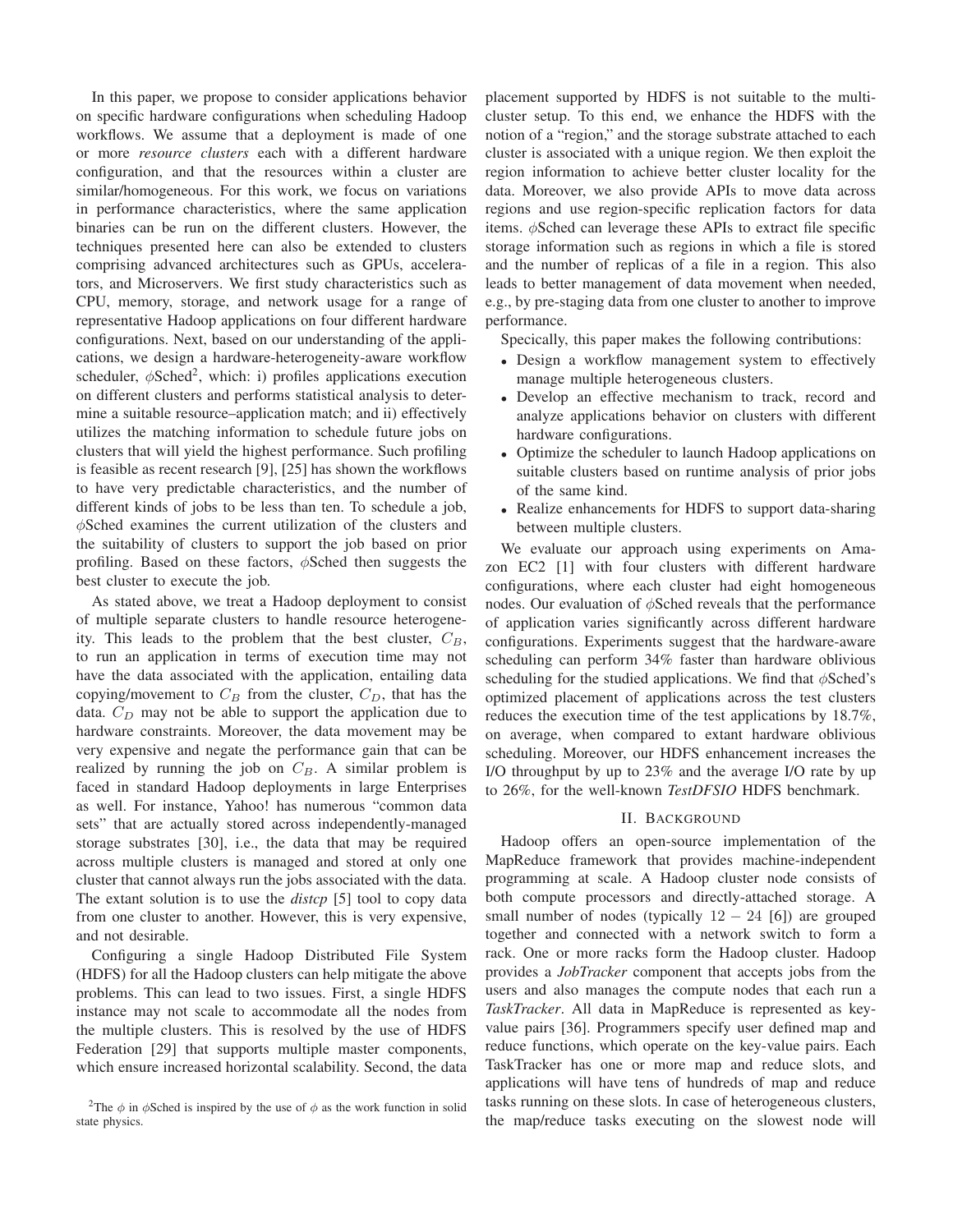In this paper, we propose to consider applications behavior on specific hardware configurations when scheduling Hadoop workflows. We assume that a deployment is made of one or more *resource clusters* each with a different hardware configuration, and that the resources within a cluster are similar/homogeneous. For this work, we focus on variations in performance characteristics, where the same application binaries can be run on the different clusters. However, the techniques presented here can also be extended to clusters comprising advanced architectures such as GPUs, accelerators, and Microservers. We first study characteristics such as CPU, memory, storage, and network usage for a range of representative Hadoop applications on four different hardware configurations. Next, based on our understanding of the applications, we design a hardware-heterogeneity-aware workflow scheduler, $\phi$Sched[2], which: i) profiles applications execution on different clusters and performs statistical analysis to determine a suitable resource–application match; and ii) effectively utilizes the matching information to schedule future jobs on clusters that will yield the highest performance. Such profiling is feasible as recent research [9], [25] has shown the workflows to have very predictable characteristics, and the number of different kinds of jobs to be less than ten. To schedule a job, $\phi$Sched examines the current utilization of the clusters and the suitability of clusters to support the job based on prior profiling. Based on these factors, $\phi$Sched then suggests the best cluster to execute the job.

As stated above, we treat a Hadoop deployment to consist of multiple separate clusters to handle resource heterogeneity. This leads to the problem that the best cluster, $C_B$, to run an application in terms of execution time may not have the data associated with the application, entailing data copying/movement to $C_B$ from the cluster, $C_D$, that has the data. $C_D$ may not be able to support the application due to hardware constraints. Moreover, the data movement may be very expensive and negate the performance gain that can be realized by running the job on $C_B$. A similar problem is faced in standard Hadoop deployments in large Enterprises as well. For instance, Yahoo! has numerous "common data sets" that are actually stored across independently-managed storage substrates [30], i.e., the data that may be required across multiple clusters is managed and stored at only one cluster that cannot always run the jobs associated with the data. The extant solution is to use the *distcp* [5] tool to copy data from one cluster to another. However, this is very expensive, and not desirable.

Configuring a single Hadoop Distributed File System (HDFS) for all the Hadoop clusters can help mitigate the above problems. This can lead to two issues. First, a single HDFS instance may not scale to accommodate all the nodes from the multiple clusters. This is resolved by the use of HDFS Federation [29] that supports multiple master components, which ensure increased horizontal scalability. Second, the data placement supported by HDFS is not suitable to the multi-cluster setup. To this end, we enhance the HDFS with the notion of a "region," and the storage substrate attached to each cluster is associated with a unique region. We then exploit the region information to achieve better cluster locality for the data. Moreover, we also provide APIs to move data across regions and use region-specific replication factors for data items. $\phi$Sched can leverage these APIs to extract file specific storage information such as regions in which a file is stored and the number of replicas of a file in a region. This also leads to better management of data movement when needed, e.g., by pre-staging data from one cluster to another to improve performance.

Specically, this paper makes the following contributions:

- Design a workflow management system to effectively manage multiple heterogeneous clusters.
- Develop an effective mechanism to track, record and analyze applications behavior on clusters with different hardware configurations.
- Optimize the scheduler to launch Hadoop applications on suitable clusters based on runtime analysis of prior jobs of the same kind.
- Realize enhancements for HDFS to support data-sharing between multiple clusters.

We evaluate our approach using experiments on Amazon EC2 [1] with four clusters with different hardware configurations, where each cluster had eight homogeneous nodes. Our evaluation of $\phi$Sched reveals that the performance of application varies significantly across different hardware configurations. Experiments suggest that the hardware-aware scheduling can perform 34% faster than hardware oblivious scheduling for the studied applications. We find that $\phi$Sched's optimized placement of applications across the test clusters reduces the execution time of the test applications by 18.7%, on average, when compared to extant hardware oblivious scheduling. Moreover, our HDFS enhancement increases the I/O throughput by up to 23% and the average I/O rate by up to 26%, for the well-known *TestDFSIO* HDFS benchmark.

## II. Background

Hadoop offers an open-source implementation of the MapReduce framework that provides machine-independent programming at scale. A Hadoop cluster node consists of both compute processors and directly-attached storage. A small number of nodes (typically $12-24$ [6]) are grouped together and connected with a network switch to form a rack. One or more racks form the Hadoop cluster. Hadoop provides a *JobTracker* component that accepts jobs from the users and also manages the compute nodes that each run a *TaskTracker*. All data in MapReduce is represented as key-value pairs [36]. Programmers specify user defined map and reduce functions, which operate on the key-value pairs. Each TaskTracker has one or more map and reduce slots, and applications will have tens of hundreds of map and reduce tasks running on these slots. In case of heterogeneous clusters, the map/reduce tasks executing on the slowest node will

[2] The $\phi$ in $\phi$Sched is inspired by the use of $\phi$ as the work function in solid state physics.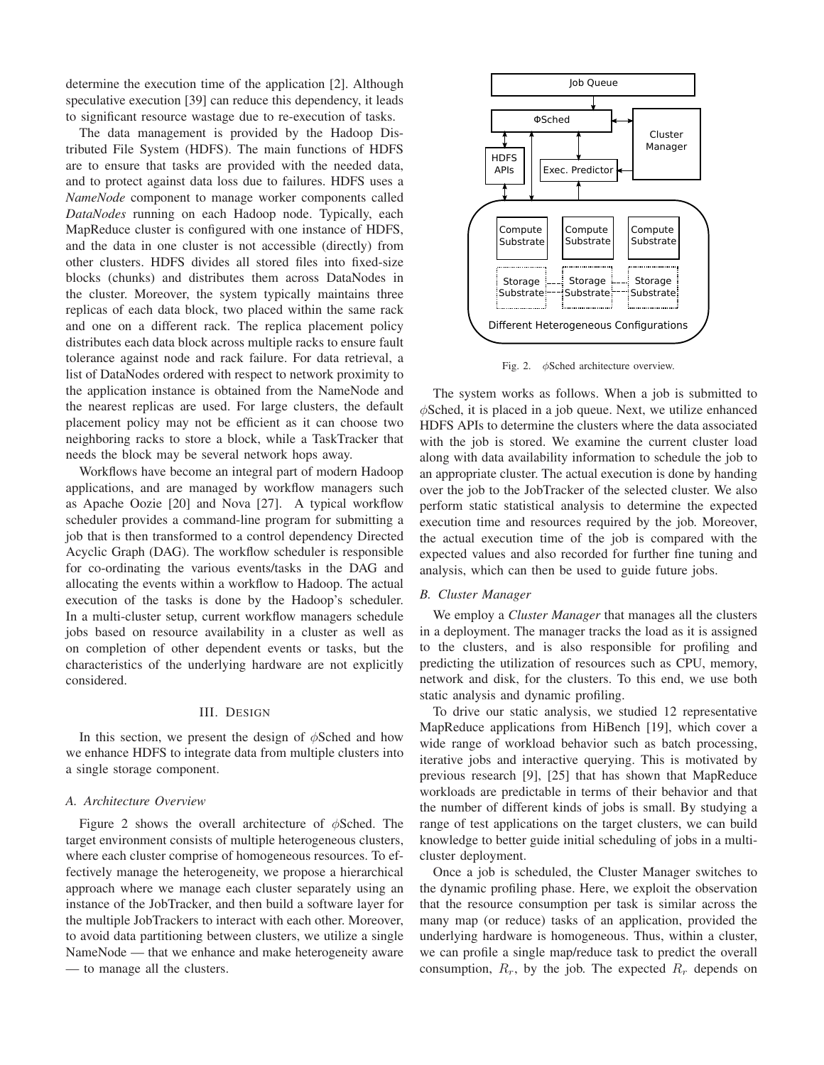determine the execution time of the application [2]. Although speculative execution [39] can reduce this dependency, it leads to significant resource wastage due to re-execution of tasks.

The data management is provided by the Hadoop Distributed File System (HDFS). The main functions of HDFS are to ensure that tasks are provided with the needed data, and to protect against data loss due to failures. HDFS uses a *NameNode* component to manage worker components called *DataNodes* running on each Hadoop node. Typically, each MapReduce cluster is configured with one instance of HDFS, and the data in one cluster is not accessible (directly) from other clusters. HDFS divides all stored files into fixed-size blocks (chunks) and distributes them across DataNodes in the cluster. Moreover, the system typically maintains three replicas of each data block, two placed within the same rack and one on a different rack. The replica placement policy distributes each data block across multiple racks to ensure fault tolerance against node and rack failure. For data retrieval, a list of DataNodes ordered with respect to network proximity to the application instance is obtained from the NameNode and the nearest replicas are used. For large clusters, the default placement policy may not be efficient as it can choose two neighboring racks to store a block, while a TaskTracker that needs the block may be several network hops away.

Workflows have become an integral part of modern Hadoop applications, and are managed by workflow managers such as Apache Oozie [20] and Nova [27]. A typical workflow scheduler provides a command-line program for submitting a job that is then transformed to a control dependency Directed Acyclic Graph (DAG). The workflow scheduler is responsible for co-ordinating the various events/tasks in the DAG and allocating the events within a workflow to Hadoop. The actual execution of the tasks is done by the Hadoop's scheduler. In a multi-cluster setup, current workflow managers schedule jobs based on resource availability in a cluster as well as on completion of other dependent events or tasks, but the characteristics of the underlying hardware are not explicitly considered.

## III. Design

In this section, we present the design of $\phi$Sched and how we enhance HDFS to integrate data from multiple clusters into a single storage component.

### A. Architecture Overview

Figure 2 shows the overall architecture of $\phi$Sched. The target environment consists of multiple heterogeneous clusters, where each cluster comprise of homogeneous resources. To effectively manage the heterogeneity, we propose a hierarchical approach where we manage each cluster separately using an instance of the JobTracker, and then build a software layer for the multiple JobTrackers to interact with each other. Moreover, to avoid data partitioning between clusters, we utilize a single NameNode — that we enhance and make heterogeneity aware — to manage all the clusters.

Job Queue | ΦSched | Cluster Manager | HDFS APIs | Exec. Predictor | Compute Substrate | Compute Substrate | Compute Substrate | Storage Substrate | Storage Substrate | Storage Substrate | Different Heterogeneous Configurations

Fig. 2. $\phi$Sched architecture overview.

The system works as follows. When a job is submitted to $\phi$Sched, it is placed in a job queue. Next, we utilize enhanced HDFS APIs to determine the clusters where the data associated with the job is stored. We examine the current cluster load along with data availability information to schedule the job to an appropriate cluster. The actual execution is done by handing over the job to the JobTracker of the selected cluster. We also perform static statistical analysis to determine the expected execution time and resources required by the job. Moreover, the actual execution time of the job is compared with the expected values and also recorded for further fine tuning and analysis, which can then be used to guide future jobs.

### B. Cluster Manager

We employ a *Cluster Manager* that manages all the clusters in a deployment. The manager tracks the load as it is assigned to the clusters, and is also responsible for profiling and predicting the utilization of resources such as CPU, memory, network and disk, for the clusters. To this end, we use both static analysis and dynamic profiling.

To drive our static analysis, we studied 12 representative MapReduce applications from HiBench [19], which cover a wide range of workload behavior such as batch processing, iterative jobs and interactive querying. This is motivated by previous research [9], [25] that has shown that MapReduce workloads are predictable in terms of their behavior and that the number of different kinds of jobs is small. By studying a range of test applications on the target clusters, we can build knowledge to better guide initial scheduling of jobs in a multi-cluster deployment.

Once a job is scheduled, the Cluster Manager switches to the dynamic profiling phase. Here, we exploit the observation that the resource consumption per task is similar across the many map (or reduce) tasks of an application, provided the underlying hardware is homogeneous. Thus, within a cluster, we can profile a single map/reduce task to predict the overall consumption, $R_r$, by the job. The expected $R_r$ depends on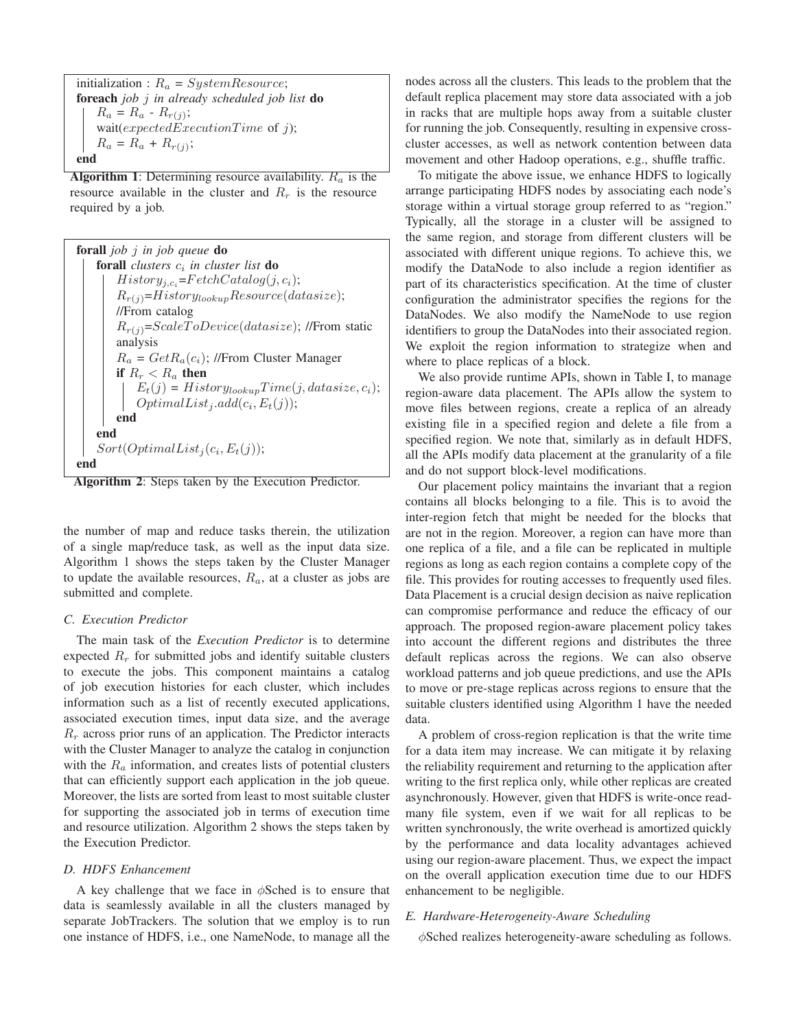```
initialization : R_a = SystemResource;
foreach job j in already scheduled job list do
    R_a = R_a - R_r(j);
    wait(expectedExecutionTime of j);
    R_a = R_a + R_r(j);
end
```

**Algorithm 1**: Determining resource availability. $R_a$ is the resource available in the cluster and $R_r$ is the resource required by a job.

```
forall job j in job queue do
    forall clusters c_i in cluster list do
        History_{j,c_i}=FetchCatalog(j, c_i);
        R_r(j)=History_lookup Resource(datasize);
        //From catalog
        R_r(j)=ScaleToDevice(datasize); //From static
        analysis
        R_a = GetR_a(c_i); //From Cluster Manager
        if R_r < R_a then
            E_t(j) = History_lookup Time(j, datasize, c_i);
            OptimalList_j.add(c_i, E_t(j));
        end
    end
    Sort(OptimalList_j(c_i, E_t(j)));
end
```

**Algorithm 2**: Steps taken by the Execution Predictor.

the number of map and reduce tasks therein, the utilization of a single map/reduce task, as well as the input data size. Algorithm 1 shows the steps taken by the Cluster Manager to update the available resources, $R_a$, at a cluster as jobs are submitted and complete.

### C. Execution Predictor

The main task of the *Execution Predictor* is to determine expected $R_r$ for submitted jobs and identify suitable clusters to execute the jobs. This component maintains a catalog of job execution histories for each cluster, which includes information such as a list of recently executed applications, associated execution times, input data size, and the average $R_r$ across prior runs of an application. The Predictor interacts with the Cluster Manager to analyze the catalog in conjunction with the $R_a$ information, and creates lists of potential clusters that can efficiently support each application in the job queue. Moreover, the lists are sorted from least to most suitable cluster for supporting the associated job in terms of execution time and resource utilization. Algorithm 2 shows the steps taken by the Execution Predictor.

### D. HDFS Enhancement

A key challenge that we face in $\phi$Sched is to ensure that data is seamlessly available in all the clusters managed by separate JobTrackers. The solution that we employ is to run one instance of HDFS, i.e., one NameNode, to manage all the nodes across all the clusters. This leads to the problem that the default replica placement may store data associated with a job in racks that are multiple hops away from a suitable cluster for running the job. Consequently, resulting in expensive cross-cluster accesses, as well as network contention between data movement and other Hadoop operations, e.g., shuffle traffic.

To mitigate the above issue, we enhance HDFS to logically arrange participating HDFS nodes by associating each node's storage within a virtual storage group referred to as "region." Typically, all the storage in a cluster will be assigned to the same region, and storage from different clusters will be associated with different unique regions. To achieve this, we modify the DataNode to also include a region identifier as part of its characteristics specification. At the time of cluster configuration the administrator specifies the regions for the DataNodes. We also modify the NameNode to use region identifiers to group the DataNodes into their associated region. We exploit the region information to strategize when and where to place replicas of a block.

We also provide runtime APIs, shown in Table I, to manage region-aware data placement. The APIs allow the system to move files between regions, create a replica of an already existing file in a specified region and delete a file from a specified region. We note that, similarly as in default HDFS, all the APIs modify data placement at the granularity of a file and do not support block-level modifications.

Our placement policy maintains the invariant that a region contains all blocks belonging to a file. This is to avoid the inter-region fetch that might be needed for the blocks that are not in the region. Moreover, a region can have more than one replica of a file, and a file can be replicated in multiple regions as long as each region contains a complete copy of the file. This provides for routing accesses to frequently used files. Data Placement is a crucial design decision as naive replication can compromise performance and reduce the efficacy of our approach. The proposed region-aware placement policy takes into account the different regions and distributes the three default replicas across the regions. We can also observe workload patterns and job queue predictions, and use the APIs to move or pre-stage replicas across regions to ensure that the suitable clusters identified using Algorithm 1 have the needed data.

A problem of cross-region replication is that the write time for a data item may increase. We can mitigate it by relaxing the reliability requirement and returning to the application after writing to the first replica only, while other replicas are created asynchronously. However, given that HDFS is write-once read-many file system, even if we wait for all replicas to be written synchronously, the write overhead is amortized quickly by the performance and data locality advantages achieved using our region-aware placement. Thus, we expect the impact on the overall application execution time due to our HDFS enhancement to be negligible.

### E. Hardware-Heterogeneity-Aware Scheduling

$\phi$Sched realizes heterogeneity-aware scheduling as follows.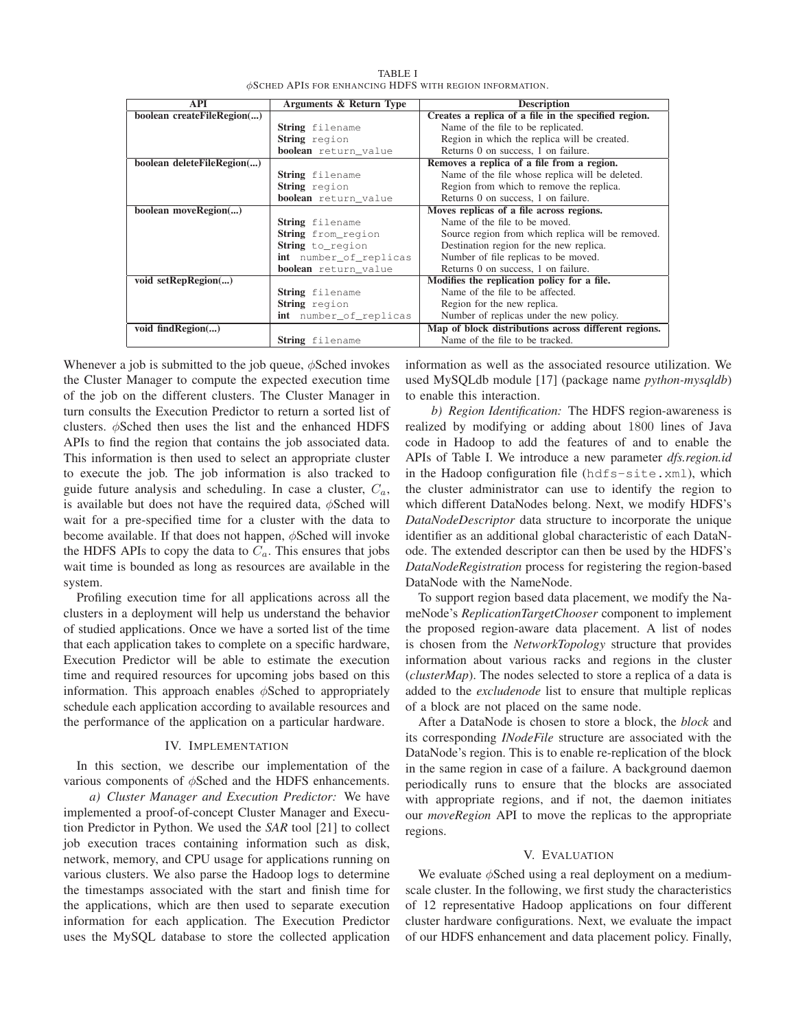TABLE I
$\phi$SCHED APIS FOR ENHANCING HDFS WITH REGION INFORMATION.

| API | Arguments & Return Type | Description |
|---|---|---|
| **boolean createFileRegion(...)** | | **Creates a replica of a file in the specified region.** |
| | **String** filename | Name of the file to be replicated. |
| | **String** region | Region in which the replica will be created. |
| | **boolean** return_value | Returns 0 on success, 1 on failure. |
| **boolean deleteFileRegion(...)** | | **Removes a replica of a file from a region.** |
| | **String** filename | Name of the file whose replica will be deleted. |
| | **String** region | Region from which to remove the replica. |
| | **boolean** return_value | Returns 0 on success, 1 on failure. |
| **boolean moveRegion(...)** | | **Moves replicas of a file across regions.** |
| | **String** filename | Name of the file to be moved. |
| | **String** from_region | Source region from which replica will be removed. |
| | **String** to_region | Destination region for the new replica. |
| | **int** number_of_replicas | Number of file replicas to be moved. |
| | **boolean** return_value | Returns 0 on success, 1 on failure. |
| **void setRepRegion(...)** | | **Modifies the replication policy for a file.** |
| | **String** filename | Name of the file to be affected. |
| | **String** region | Region for the new replica. |
| | **int** number_of_replicas | Number of replicas under the new policy. |
| **void findRegion(...)** | | **Map of block distributions across different regions.** |
| | **String** filename | Name of the file to be tracked. |

Whenever a job is submitted to the job queue, $\phi$Sched invokes the Cluster Manager to compute the expected execution time of the job on the different clusters. The Cluster Manager in turn consults the Execution Predictor to return a sorted list of clusters. $\phi$Sched then uses the list and the enhanced HDFS APIs to find the region that contains the job associated data. This information is then used to select an appropriate cluster to execute the job. The job information is also tracked to guide future analysis and scheduling. In case a cluster, $C_a$, is available but does not have the required data, $\phi$Sched will wait for a pre-specified time for a cluster with the data to become available. If that does not happen, $\phi$Sched will invoke the HDFS APIs to copy the data to $C_a$. This ensures that jobs wait time is bounded as long as resources are available in the system.

Profiling execution time for all applications across all the clusters in a deployment will help us understand the behavior of studied applications. Once we have a sorted list of the time that each application takes to complete on a specific hardware, Execution Predictor will be able to estimate the execution time and required resources for upcoming jobs based on this information. This approach enables $\phi$Sched to appropriately schedule each application according to available resources and the performance of the application on a particular hardware.

## IV. Implementation

In this section, we describe our implementation of the various components of $\phi$Sched and the HDFS enhancements.

*a) Cluster Manager and Execution Predictor:* We have implemented a proof-of-concept Cluster Manager and Execution Predictor in Python. We used the *SAR* tool [21] to collect job execution traces containing information such as disk, network, memory, and CPU usage for applications running on various clusters. We also parse the Hadoop logs to determine the timestamps associated with the start and finish time for the applications, which are then used to separate execution information for each application. The Execution Predictor uses the MySQL database to store the collected application information as well as the associated resource utilization. We used MySQLdb module [17] (package name *python-mysqldb*) to enable this interaction.

*b) Region Identification:* The HDFS region-awareness is realized by modifying or adding about 1800 lines of Java code in Hadoop to add the features of and to enable the APIs of Table I. We introduce a new parameter *dfs.region.id* in the Hadoop configuration file (`hdfs-site.xml`), which the cluster administrator can use to identify the region to which different DataNodes belong. Next, we modify HDFS's *DataNodeDescriptor* data structure to incorporate the unique identifier as an additional global characteristic of each DataNode. The extended descriptor can then be used by the HDFS's *DataNodeRegistration* process for registering the region-based DataNode with the NameNode.

To support region based data placement, we modify the NameNode's *ReplicationTargetChooser* component to implement the proposed region-aware data placement. A list of nodes is chosen from the *NetworkTopology* structure that provides information about various racks and regions in the cluster (*clusterMap*). The nodes selected to store a replica of a data is added to the *excludenode* list to ensure that multiple replicas of a block are not placed on the same node.

After a DataNode is chosen to store a block, the *block* and its corresponding *INodeFile* structure are associated with the DataNode's region. This is to enable re-replication of the block in the same region in case of a failure. A background daemon periodically runs to ensure that the blocks are associated with appropriate regions, and if not, the daemon initiates our *moveRegion* API to move the replicas to the appropriate regions.

## V. Evaluation

We evaluate $\phi$Sched using a real deployment on a medium-scale cluster. In the following, we first study the characteristics of 12 representative Hadoop applications on four different cluster hardware configurations. Next, we evaluate the impact of our HDFS enhancement and data placement policy. Finally,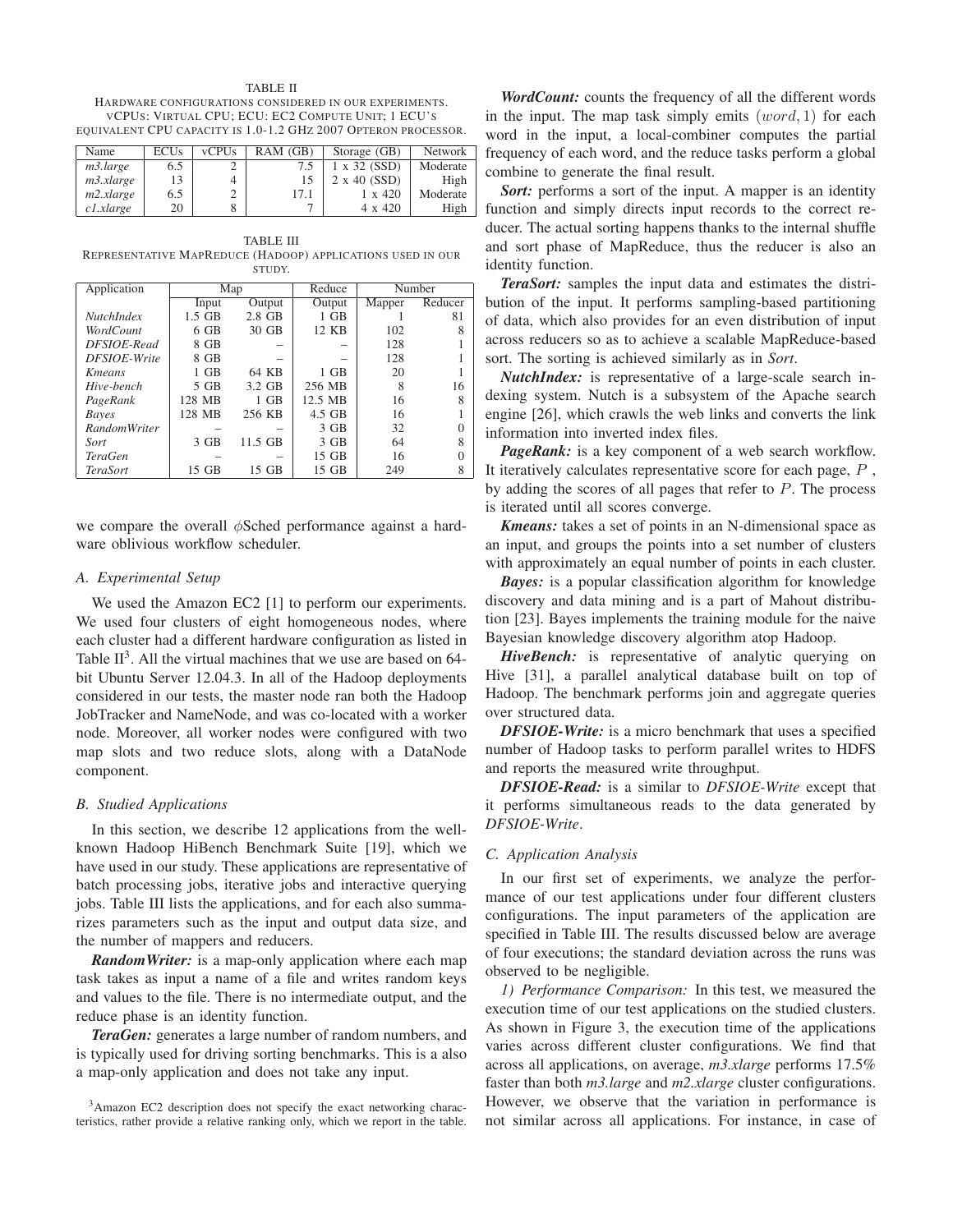TABLE II
HARDWARE CONFIGURATIONS CONSIDERED IN OUR EXPERIMENTS. VCPUS: VIRTUAL CPU; ECU: EC2 COMPUTE UNIT; 1 ECU'S EQUIVALENT CPU CAPACITY IS 1.0-1.2 GHZ 2007 OPTERON PROCESSOR.

| Name | ECUs | vCPUs | RAM (GB) | Storage (GB) | Network |
|---|---|---|---|---|---|
| *m3.large* | 6.5 | 2 | 7.5 | 1 x 32 (SSD) | Moderate |
| *m3.xlarge* | 13 | 4 | 15 | 2 x 40 (SSD) | High |
| *m2.xlarge* | 6.5 | 2 | 17.1 | 1 x 420 | Moderate |
| *c1.xlarge* | 20 | 8 | 7 | 4 x 420 | High |

TABLE III
REPRESENTATIVE MAPREDUCE (HADOOP) APPLICATIONS USED IN OUR STUDY.

| Application | Map | | Reduce | Number | |
|---|---|---|---|---|---|
| | Input | Output | Output | Mapper | Reducer |
| *NutchIndex* | 1.5 GB | 2.8 GB | 1 GB | 1 | 81 |
| *WordCount* | 6 GB | 30 GB | 12 KB | 102 | 8 |
| *DFSIOE-Read* | 8 GB | – | – | 128 | 1 |
| *DFSIOE-Write* | 8 GB | – | – | 128 | 1 |
| *Kmeans* | 1 GB | 64 KB | 1 GB | 20 | 1 |
| *Hive-bench* | 5 GB | 3.2 GB | 256 MB | 8 | 16 |
| *PageRank* | 128 MB | 1 GB | 12.5 MB | 16 | 8 |
| *Bayes* | 128 MB | 256 KB | 4.5 GB | 16 | 1 |
| *RandomWriter* | – | – | 3 GB | 32 | 0 |
| *Sort* | 3 GB | 11.5 GB | 3 GB | 64 | 8 |
| *TeraGen* | – | – | 15 GB | 16 | 0 |
| *TeraSort* | 15 GB | 15 GB | 15 GB | 249 | 8 |

we compare the overall $\phi$Sched performance against a hardware oblivious workflow scheduler.

### A. Experimental Setup

We used the Amazon EC2 [1] to perform our experiments. We used four clusters of eight homogeneous nodes, where each cluster had a different hardware configuration as listed in Table II[3]. All the virtual machines that we use are based on 64-bit Ubuntu Server 12.04.3. In all of the Hadoop deployments considered in our tests, the master node ran both the Hadoop JobTracker and NameNode, and was co-located with a worker node. Moreover, all worker nodes were configured with two map slots and two reduce slots, along with a DataNode component.

### B. Studied Applications

In this section, we describe 12 applications from the well-known Hadoop HiBench Benchmark Suite [19], which we have used in our study. These applications are representative of batch processing jobs, iterative jobs and interactive querying jobs. Table III lists the applications, and for each also summarizes parameters such as the input and output data size, and the number of mappers and reducers.

***RandomWriter:*** is a map-only application where each map task takes as input a name of a file and writes random keys and values to the file. There is no intermediate output, and the reduce phase is an identity function.

***TeraGen:*** generates a large number of random numbers, and is typically used for driving sorting benchmarks. This is a also a map-only application and does not take any input.

***WordCount:*** counts the frequency of all the different words in the input. The map task simply emits $(word, 1)$ for each word in the input, a local-combiner computes the partial frequency of each word, and the reduce tasks perform a global combine to generate the final result.

***Sort:*** performs a sort of the input. A mapper is an identity function and simply directs input records to the correct reducer. The actual sorting happens thanks to the internal shuffle and sort phase of MapReduce, thus the reducer is also an identity function.

***TeraSort:*** samples the input data and estimates the distribution of the input. It performs sampling-based partitioning of data, which also provides for an even distribution of input across reducers so as to achieve a scalable MapReduce-based sort. The sorting is achieved similarly as in *Sort*.

***NutchIndex:*** is representative of a large-scale search indexing system. Nutch is a subsystem of the Apache search engine [26], which crawls the web links and converts the link information into inverted index files.

***PageRank:*** is a key component of a web search workflow. It iteratively calculates representative score for each page, $P$ , by adding the scores of all pages that refer to $P$. The process is iterated until all scores converge.

***Kmeans:*** takes a set of points in an N-dimensional space as an input, and groups the points into a set number of clusters with approximately an equal number of points in each cluster.

***Bayes:*** is a popular classification algorithm for knowledge discovery and data mining and is a part of Mahout distribution [23]. Bayes implements the training module for the naive Bayesian knowledge discovery algorithm atop Hadoop.

***HiveBench:*** is representative of analytic querying on Hive [31], a parallel analytical database built on top of Hadoop. The benchmark performs join and aggregate queries over structured data.

***DFSIOE-Write:*** is a micro benchmark that uses a specified number of Hadoop tasks to perform parallel writes to HDFS and reports the measured write throughput.

***DFSIOE-Read:*** is a similar to *DFSIOE-Write* except that it performs simultaneous reads to the data generated by *DFSIOE-Write*.

### C. Application Analysis

In our first set of experiments, we analyze the performance of our test applications under four different clusters configurations. The input parameters of the application are specified in Table III. The results discussed below are average of four executions; the standard deviation across the runs was observed to be negligible.

*1) Performance Comparison:* In this test, we measured the execution time of our test applications on the studied clusters. As shown in Figure 3, the execution time of the applications varies across different cluster configurations. We find that across all applications, on average, *m3.xlarge* performs 17.5% faster than both *m3.large* and *m2.xlarge* cluster configurations. However, we observe that the variation in performance is not similar across all applications. For instance, in case of

[3]Amazon EC2 description does not specify the exact networking characteristics, rather provide a relative ranking only, which we report in the table.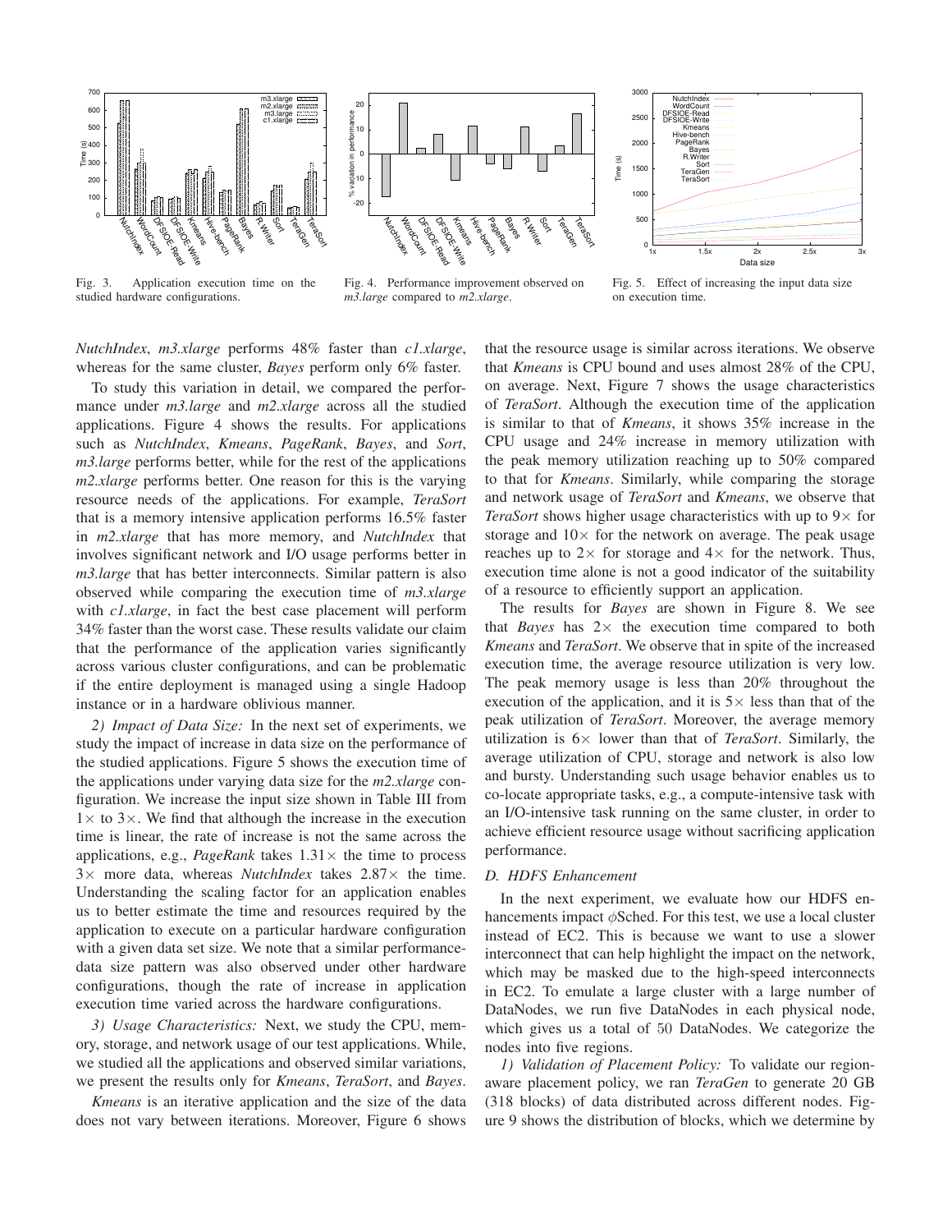Fig. 3. Application execution time on the studied hardware configurations.

Fig. 4. Performance improvement observed on *m3.large* compared to *m2.xlarge*.

Fig. 5. Effect of increasing the input data size on execution time.

*NutchIndex*, *m3.xlarge* performs 48% faster than *c1.xlarge*, whereas for the same cluster, *Bayes* perform only 6% faster.

To study this variation in detail, we compared the performance under *m3.large* and *m2.xlarge* across all the studied applications. Figure 4 shows the results. For applications such as *NutchIndex*, *Kmeans*, *PageRank*, *Bayes*, and *Sort*, *m3.large* performs better, while for the rest of the applications *m2.xlarge* performs better. One reason for this is the varying resource needs of the applications. For example, *TeraSort* that is a memory intensive application performs 16.5% faster in *m2.xlarge* that has more memory, and *NutchIndex* that involves significant network and I/O usage performs better in *m3.large* that has better interconnects. Similar pattern is also observed while comparing the execution time of *m3.xlarge* with *c1.xlarge*, in fact the best case placement will perform 34% faster than the worst case. These results validate our claim that the performance of the application varies significantly across various cluster configurations, and can be problematic if the entire deployment is managed using a single Hadoop instance or in a hardware oblivious manner.

*2) Impact of Data Size:* In the next set of experiments, we study the impact of increase in data size on the performance of the studied applications. Figure 5 shows the execution time of the applications under varying data size for the *m2.xlarge* configuration. We increase the input size shown in Table III from $1\times$ to $3\times$. We find that although the increase in the execution time is linear, the rate of increase is not the same across the applications, e.g., *PageRank* takes $1.31\times$ the time to process $3\times$ more data, whereas *NutchIndex* takes $2.87\times$ the time. Understanding the scaling factor for an application enables us to better estimate the time and resources required by the application to execute on a particular hardware configuration with a given data set size. We note that a similar performance-data size pattern was also observed under other hardware configurations, though the rate of increase in application execution time varied across the hardware configurations.

*3) Usage Characteristics:* Next, we study the CPU, memory, storage, and network usage of our test applications. While, we studied all the applications and observed similar variations, we present the results only for *Kmeans*, *TeraSort*, and *Bayes*.

*Kmeans* is an iterative application and the size of the data does not vary between iterations. Moreover, Figure 6 shows that the resource usage is similar across iterations. We observe that *Kmeans* is CPU bound and uses almost 28% of the CPU, on average. Next, Figure 7 shows the usage characteristics of *TeraSort*. Although the execution time of the application is similar to that of *Kmeans*, it shows 35% increase in the CPU usage and 24% increase in memory utilization with the peak memory utilization reaching up to 50% compared to that for *Kmeans*. Similarly, while comparing the storage and network usage of *TeraSort* and *Kmeans*, we observe that *TeraSort* shows higher usage characteristics with up to $9\times$ for storage and $10\times$ for the network on average. The peak usage reaches up to $2\times$ for storage and $4\times$ for the network. Thus, execution time alone is not a good indicator of the suitability of a resource to efficiently support an application.

The results for *Bayes* are shown in Figure 8. We see that *Bayes* has $2\times$ the execution time compared to both *Kmeans* and *TeraSort*. We observe that in spite of the increased execution time, the average resource utilization is very low. The peak memory usage is less than 20% throughout the execution of the application, and it is $5\times$ less than that of the peak utilization of *TeraSort*. Moreover, the average memory utilization is $6\times$ lower than that of *TeraSort*. Similarly, the average utilization of CPU, storage and network is also low and bursty. Understanding such usage behavior enables us to co-locate appropriate tasks, e.g., a compute-intensive task with an I/O-intensive task running on the same cluster, in order to achieve efficient resource usage without sacrificing application performance.

### D. HDFS Enhancement

In the next experiment, we evaluate how our HDFS enhancements impact $\phi$Sched. For this test, we use a local cluster instead of EC2. This is because we want to use a slower interconnect that can help highlight the impact on the network, which may be masked due to the high-speed interconnects in EC2. To emulate a large cluster with a large number of DataNodes, we run five DataNodes in each physical node, which gives us a total of 50 DataNodes. We categorize the nodes into five regions.

*1) Validation of Placement Policy:* To validate our region-aware placement policy, we ran *TeraGen* to generate 20 GB (318 blocks) of data distributed across different nodes. Figure 9 shows the distribution of blocks, which we determine by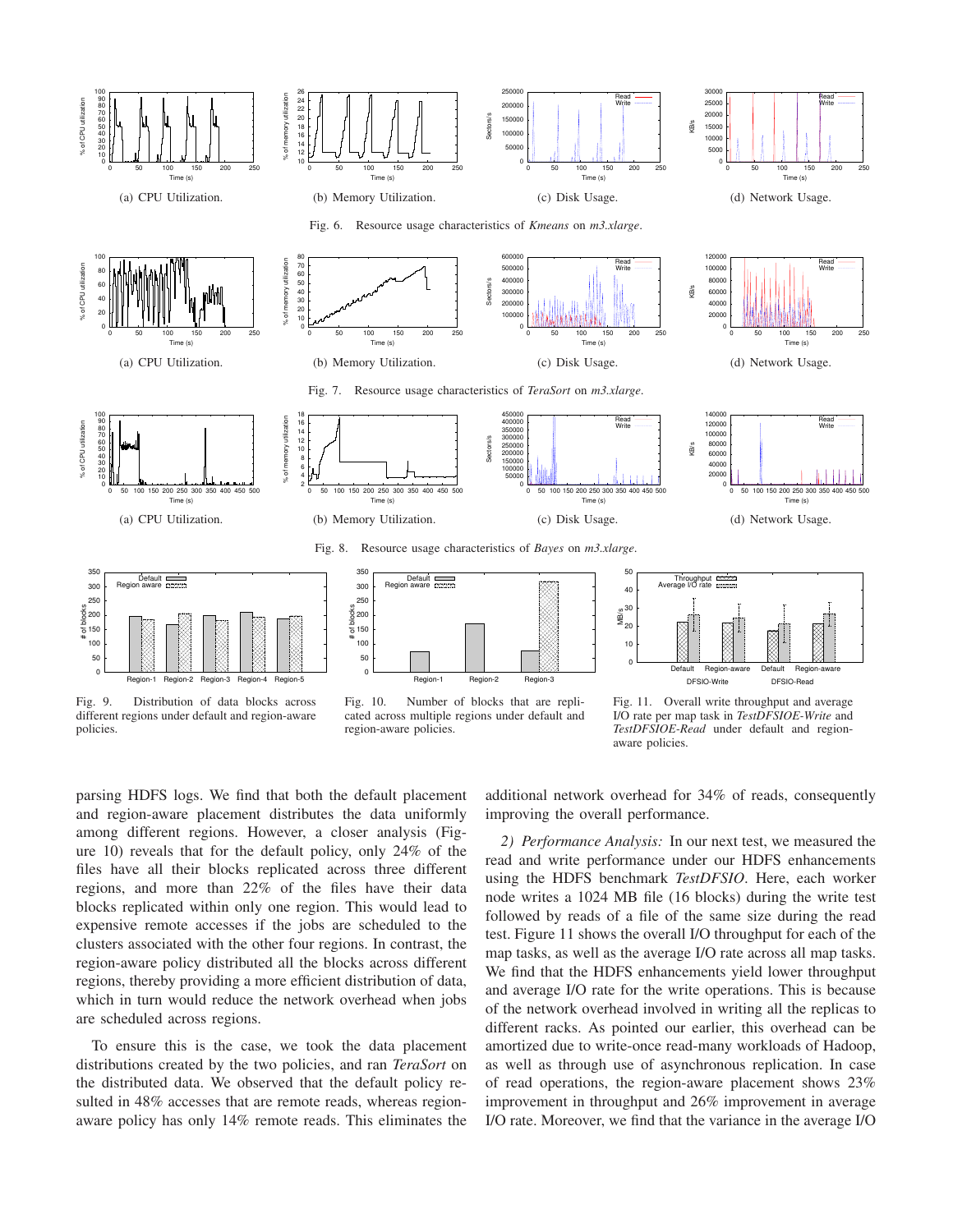(a) CPU Utilization.

(b) Memory Utilization.

(c) Disk Usage.

(d) Network Usage.

Fig. 6. Resource usage characteristics of *Kmeans* on *m3.xlarge*.

(a) CPU Utilization.

(b) Memory Utilization.

(c) Disk Usage.

(d) Network Usage.

Fig. 7. Resource usage characteristics of *TeraSort* on *m3.xlarge*.

(a) CPU Utilization.

(b) Memory Utilization.

(c) Disk Usage.

(d) Network Usage.

Fig. 8. Resource usage characteristics of *Bayes* on *m3.xlarge*.

Fig. 9. Distribution of data blocks across different regions under default and region-aware policies.

Fig. 10. Number of blocks that are replicated across multiple regions under default and region-aware policies.

Fig. 11. Overall write throughput and average I/O rate per map task in *TestDFSIOE-Write* and *TestDFSIOE-Read* under default and region-aware policies.

parsing HDFS logs. We find that both the default placement and region-aware placement distributes the data uniformly among different regions. However, a closer analysis (Figure 10) reveals that for the default policy, only 24% of the files have all their blocks replicated across three different regions, and more than 22% of the files have their data blocks replicated within only one region. This would lead to expensive remote accesses if the jobs are scheduled to the clusters associated with the other four regions. In contrast, the region-aware policy distributed all the blocks across different regions, thereby providing a more efficient distribution of data, which in turn would reduce the network overhead when jobs are scheduled across regions.

To ensure this is the case, we took the data placement distributions created by the two policies, and ran *TeraSort* on the distributed data. We observed that the default policy resulted in 48% accesses that are remote reads, whereas region-aware policy has only 14% remote reads. This eliminates the additional network overhead for 34% of reads, consequently improving the overall performance.

*2) Performance Analysis:* In our next test, we measured the read and write performance under our HDFS enhancements using the HDFS benchmark *TestDFSIO*. Here, each worker node writes a 1024 MB file (16 blocks) during the write test followed by reads of a file of the same size during the read test. Figure 11 shows the overall I/O throughput for each of the map tasks, as well as the average I/O rate across all map tasks. We find that the HDFS enhancements yield lower throughput and average I/O rate for the write operations. This is because of the network overhead involved in writing all the replicas to different racks. As pointed our earlier, this overhead can be amortized due to write-once read-many workloads of Hadoop, as well as through use of asynchronous replication. In case of read operations, the region-aware placement shows 23% improvement in throughput and 26% improvement in average I/O rate. Moreover, we find that the variance in the average I/O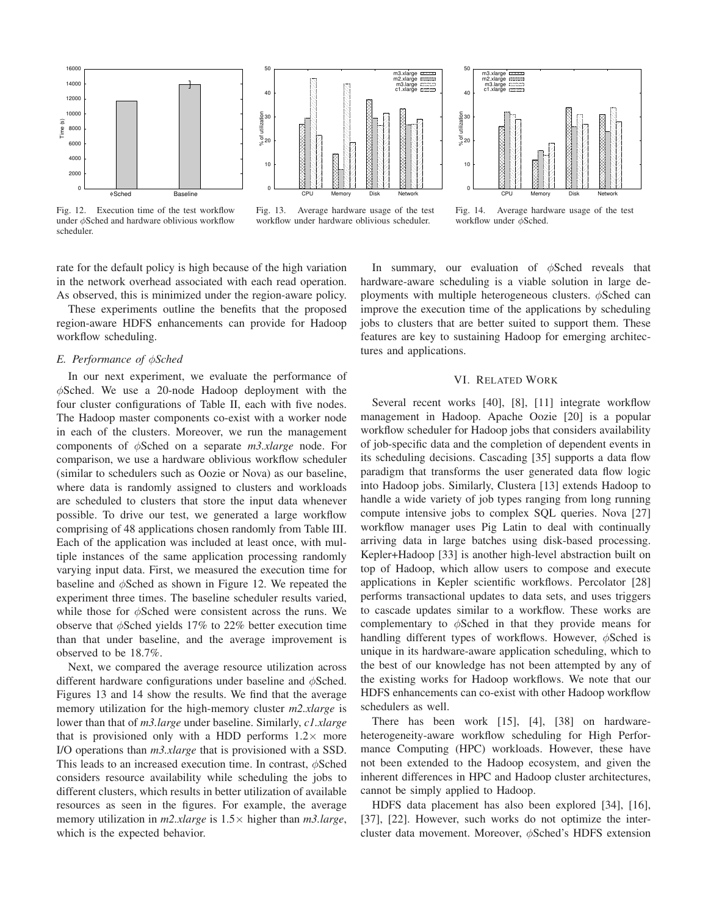Fig. 12. Execution time of the test workflow under $\phi$Sched and hardware oblivious workflow scheduler.

Fig. 13. Average hardware usage of the test workflow under hardware oblivious scheduler.

Fig. 14. Average hardware usage of the test workflow under $\phi$Sched.

rate for the default policy is high because of the high variation in the network overhead associated with each read operation. As observed, this is minimized under the region-aware policy.

These experiments outline the benefits that the proposed region-aware HDFS enhancements can provide for Hadoop workflow scheduling.

### *E. Performance of $\phi$Sched*

In our next experiment, we evaluate the performance of $\phi$Sched. We use a 20-node Hadoop deployment with the four cluster configurations of Table II, each with five nodes. The Hadoop master components co-exist with a worker node in each of the clusters. Moreover, we run the management components of $\phi$Sched on a separate *m3.xlarge* node. For comparison, we use a hardware oblivious workflow scheduler (similar to schedulers such as Oozie or Nova) as our baseline, where data is randomly assigned to clusters and workloads are scheduled to clusters that store the input data whenever possible. To drive our test, we generated a large workflow comprising of 48 applications chosen randomly from Table III. Each of the application was included at least once, with multiple instances of the same application processing randomly varying input data. First, we measured the execution time for baseline and $\phi$Sched as shown in Figure 12. We repeated the experiment three times. The baseline scheduler results varied, while those for $\phi$Sched were consistent across the runs. We observe that $\phi$Sched yields 17% to 22% better execution time than that under baseline, and the average improvement is observed to be 18.7%.

Next, we compared the average resource utilization across different hardware configurations under baseline and $\phi$Sched. Figures 13 and 14 show the results. We find that the average memory utilization for the high-memory cluster *m2.xlarge* is lower than that of *m3.large* under baseline. Similarly, *c1.xlarge* that is provisioned only with a HDD performs $1.2\times$ more I/O operations than *m3.xlarge* that is provisioned with a SSD. This leads to an increased execution time. In contrast, $\phi$Sched considers resource availability while scheduling the jobs to different clusters, which results in better utilization of available resources as seen in the figures. For example, the average memory utilization in *m2.xlarge* is $1.5\times$ higher than *m3.large*, which is the expected behavior.

In summary, our evaluation of $\phi$Sched reveals that hardware-aware scheduling is a viable solution in large deployments with multiple heterogeneous clusters. $\phi$Sched can improve the execution time of the applications by scheduling jobs to clusters that are better suited to support them. These features are key to sustaining Hadoop for emerging architectures and applications.

## VI. Related Work

Several recent works [40], [8], [11] integrate workflow management in Hadoop. Apache Oozie [20] is a popular workflow scheduler for Hadoop jobs that considers availability of job-specific data and the completion of dependent events in its scheduling decisions. Cascading [35] supports a data flow paradigm that transforms the user generated data flow logic into Hadoop jobs. Similarly, Clustera [13] extends Hadoop to handle a wide variety of job types ranging from long running compute intensive jobs to complex SQL queries. Nova [27] workflow manager uses Pig Latin to deal with continually arriving data in large batches using disk-based processing. Kepler+Hadoop [33] is another high-level abstraction built on top of Hadoop, which allow users to compose and execute applications in Kepler scientific workflows. Percolator [28] performs transactional updates to data sets, and uses triggers to cascade updates similar to a workflow. These works are complementary to $\phi$Sched in that they provide means for handling different types of workflows. However, $\phi$Sched is unique in its hardware-aware application scheduling, which to the best of our knowledge has not been attempted by any of the existing works for Hadoop workflows. We note that our HDFS enhancements can co-exist with other Hadoop workflow schedulers as well.

There has been work [15], [4], [38] on hardware-heterogeneity-aware workflow scheduling for High Performance Computing (HPC) workloads. However, these have not been extended to the Hadoop ecosystem, and given the inherent differences in HPC and Hadoop cluster architectures, cannot be simply applied to Hadoop.

HDFS data placement has also been explored [34], [16], [37], [22]. However, such works do not optimize the inter-cluster data movement. Moreover, $\phi$Sched's HDFS extension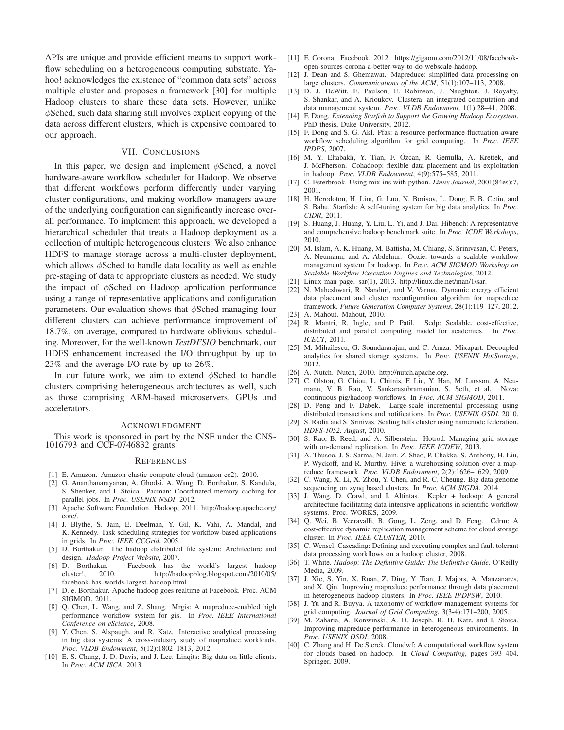APIs are unique and provide efficient means to support workflow scheduling on a heterogeneous computing substrate. Yahoo! acknowledges the existence of "common data sets" across multiple cluster and proposes a framework [30] for multiple Hadoop clusters to share these data sets. However, unlike $\phi$Sched, such data sharing still involves explicit copying of the data across different clusters, which is expensive compared to our approach.

## VII. Conclusions

In this paper, we design and implement $\phi$Sched, a novel hardware-aware workflow scheduler for Hadoop. We observe that different workflows perform differently under varying cluster configurations, and making workflow managers aware of the underlying configuration can significantly increase overall performance. To implement this approach, we developed a hierarchical scheduler that treats a Hadoop deployment as a collection of multiple heterogeneous clusters. We also enhance HDFS to manage storage across a multi-cluster deployment, which allows $\phi$Sched to handle data locality as well as enable pre-staging of data to appropriate clusters as needed. We study the impact of $\phi$Sched on Hadoop application performance using a range of representative applications and configuration parameters. Our evaluation shows that $\phi$Sched managing four different clusters can achieve performance improvement of 18.7%, on average, compared to hardware oblivious scheduling. Moreover, for the well-known *TestDFSIO* benchmark, our HDFS enhancement increased the I/O throughput by up to 23% and the average I/O rate by up to 26%.

In our future work, we aim to extend $\phi$Sched to handle clusters comprising heterogeneous architectures as well, such as those comprising ARM-based microservers, GPUs and accelerators.

## Acknowledgment

This work is sponsored in part by the NSF under the CNS-1016793 and CCF-0746832 grants.

## References

[1] E. Amazon. Amazon elastic compute cloud (amazon ec2). 2010.

[2] G. Ananthanarayanan, A. Ghodsi, A. Wang, D. Borthakur, S. Kandula, S. Shenker, and I. Stoica. Pacman: Coordinated memory caching for parallel jobs. In *Proc. USENIX NSDI*, 2012.

[3] Apache Software Foundation. Hadoop, 2011. http://hadoop.apache.org/core/.

[4] J. Blythe, S. Jain, E. Deelman, Y. Gil, K. Vahi, A. Mandal, and K. Kennedy. Task scheduling strategies for workflow-based applications in grids. In *Proc. IEEE CCGrid*, 2005.

[5] D. Borthakur. The hadoop distributed file system: Architecture and design. *Hadoop Project Website*, 2007.

[6] D. Borthakur. Facebook has the world's largest hadoop cluster!, 2010. http://hadoopblog.blogspot.com/2010/05/facebook-has-worlds-largest-hadoop.html.

[7] D. e. Borthakur. Apache hadoop goes realtime at Facebook. Proc. ACM SIGMOD, 2011.

[8] Q. Chen, L. Wang, and Z. Shang. Mrgis: A mapreduce-enabled high performance workflow system for gis. In *Proc. IEEE International Conference on eScience*, 2008.

[9] Y. Chen, S. Alspaugh, and R. Katz. Interactive analytical processing in big data systems: A cross-industry study of mapreduce workloads. *Proc. VLDB Endowment*, 5(12):1802–1813, 2012.

[10] E. S. Chung, J. D. Davis, and J. Lee. Linqits: Big data on little clients. In *Proc. ACM ISCA*, 2013.

[11] F. Corona. Facebook, 2012. https://gigaom.com/2012/11/08/facebook-open-sources-corona-a-better-way-to-do-webscale-hadoop.

[12] J. Dean and S. Ghemawat. Mapreduce: simplified data processing on large clusters. *Communications of the ACM*, 51(1):107–113, 2008.

[13] D. J. DeWitt, E. Paulson, E. Robinson, J. Naughton, J. Royalty, S. Shankar, and A. Krioukov. Clustera: an integrated computation and data management system. *Proc. VLDB Endowment*, 1(1):28–41, 2008.

[14] F. Dong. *Extending Starfish to Support the Growing Hadoop Ecosystem*. PhD thesis, Duke University, 2012.

[15] F. Dong and S. G. Akl. Pfas: a resource-performance-fluctuation-aware workflow scheduling algorithm for grid computing. In *Proc. IEEE IPDPS*, 2007.

[16] M. Y. Eltabakh, Y. Tian, F. Özcan, R. Gemulla, A. Krettek, and J. McPherson. Cohadoop: flexible data placement and its exploitation in hadoop. *Proc. VLDB Endowment*, 4(9):575–585, 2011.

[17] C. Esterbrook. Using mix-ins with python. *Linux Journal*, 2001(84es):7, 2001.

[18] H. Herodotou, H. Lim, G. Luo, N. Borisov, L. Dong, F. B. Cetin, and S. Babu. Starfish: A self-tuning system for big data analytics. In *Proc. CIDR*, 2011.

[19] S. Huang, J. Huang, Y. Liu, L. Yi, and J. Dai. Hibench: A representative and comprehensive hadoop benchmark suite. In *Proc. ICDE Workshops*, 2010.

[20] M. Islam, A. K. Huang, M. Battisha, M. Chiang, S. Srinivasan, C. Peters, A. Neumann, and A. Abdelnur. Oozie: towards a scalable workflow management system for hadoop. In *Proc. ACM SIGMOD Workshop on Scalable Workflow Execution Engines and Technologies*, 2012.

[21] Linux man page. sar(1), 2013. http://linux.die.net/man/1/sar.

[22] N. Maheshwari, R. Nanduri, and V. Varma. Dynamic energy efficient data placement and cluster reconfiguration algorithm for mapreduce framework. *Future Generation Computer Systems*, 28(1):119–127, 2012.

[23] A. Mahout. Mahout, 2010.

[24] R. Mantri, R. Ingle, and P. Patil. Scdp: Scalable, cost-effective, distributed and parallel computing model for academics. In *Proc. ICECT*, 2011.

[25] M. Mihailescu, G. Soundararajan, and C. Amza. Mixapart: Decoupled analytics for shared storage systems. In *Proc. USENIX HotStorage*, 2012.

[26] A. Nutch. Nutch, 2010. http://nutch.apache.org.

[27] C. Olston, G. Chiou, L. Chitnis, F. Liu, Y. Han, M. Larsson, A. Neumann, V. B. Rao, V. Sankarasubramanian, S. Seth, et al. Nova: continuous pig/hadoop workflows. In *Proc. ACM SIGMOD*, 2011.

[28] D. Peng and F. Dabek. Large-scale incremental processing using distributed transactions and notifications. In *Proc. USENIX OSDI*, 2010.

[29] S. Radia and S. Srinivas. Scaling hdfs cluster using namenode federation. *HDFS-1052, August*, 2010.

[30] S. Rao, B. Reed, and A. Silberstein. Hotrod: Managing grid storage with on-demand replication. In *Proc. IEEE ICDEW*, 2013.

[31] A. Thusoo, J. S. Sarma, N. Jain, Z. Shao, P. Chakka, S. Anthony, H. Liu, P. Wyckoff, and R. Murthy. Hive: a warehousing solution over a map-reduce framework. *Proc. VLDB Endowment*, 2(2):1626–1629, 2009.

[32] C. Wang, X. Li, X. Zhou, Y. Chen, and R. C. Cheung. Big data genome sequencing on zynq based clusters. In *Proc. ACM SIGDA*, 2014.

[33] J. Wang, D. Crawl, and I. Altintas. Kepler + hadoop: A general architecture facilitating data-intensive applications in scientific workflow systems. Proc. WORKS, 2009.

[34] Q. Wei, B. Veeravalli, B. Gong, L. Zeng, and D. Feng. Cdrm: A cost-effective dynamic replication management scheme for cloud storage cluster. In *Proc. IEEE CLUSTER*, 2010.

[35] C. Wensel. Cascading: Defining and executing complex and fault tolerant data processing workflows on a hadoop cluster, 2008.

[36] T. White. *Hadoop: The Definitive Guide: The Definitive Guide*. O'Reilly Media, 2009.

[37] J. Xie, S. Yin, X. Ruan, Z. Ding, Y. Tian, J. Majors, A. Manzanares, and X. Qin. Improving mapreduce performance through data placement in heterogeneous hadoop clusters. In *Proc. IEEE IPDPSW*, 2010.

[38] J. Yu and R. Buyya. A taxonomy of workflow management systems for grid computing. *Journal of Grid Computing*, 3(3-4):171–200, 2005.

[39] M. Zaharia, A. Konwinski, A. D. Joseph, R. H. Katz, and I. Stoica. Improving mapreduce performance in heterogeneous environments. In *Proc. USENIX OSDI*, 2008.

[40] C. Zhang and H. De Sterck. Cloudwf: A computational workflow system for clouds based on hadoop. In *Cloud Computing*, pages 393–404. Springer, 2009.